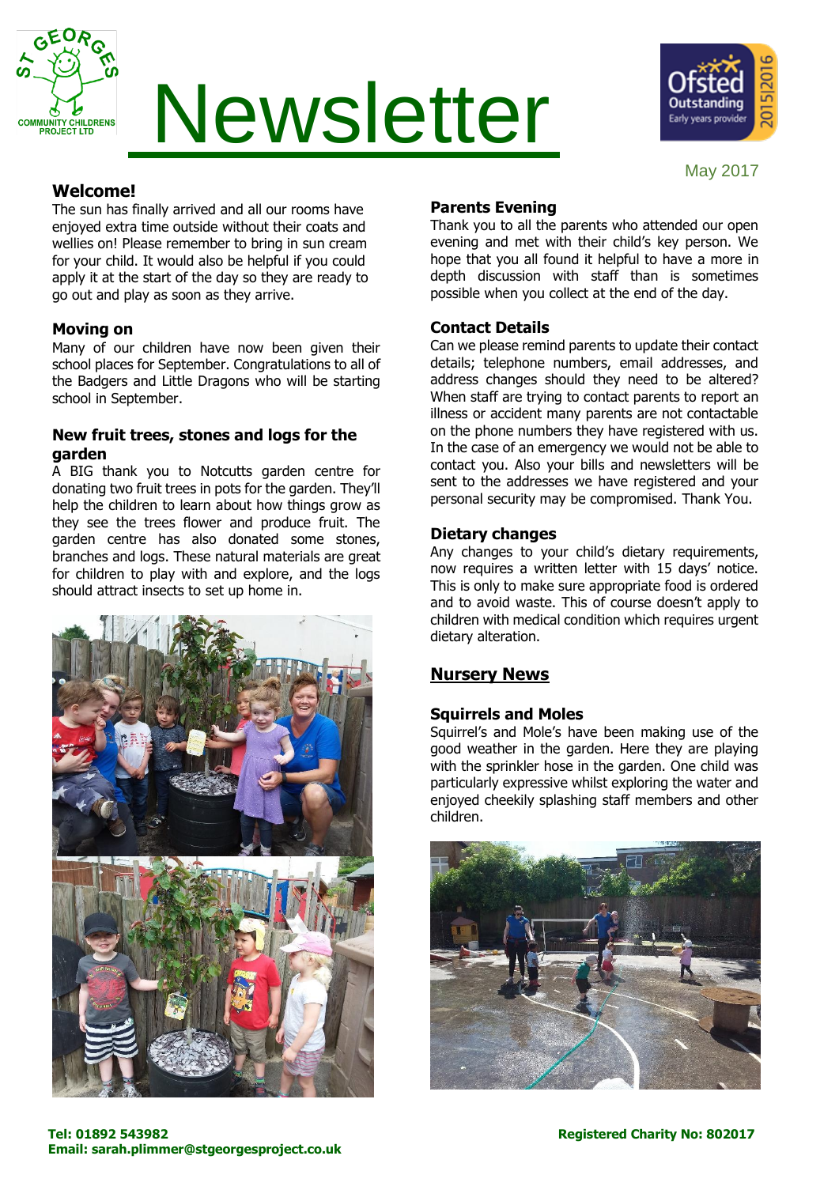# Newsletter

May 2017

## Welcome!

The sun has finally arrived and all our rooms have enjoyed extra time outside without their coats and wellies on! Please remember to bring in sun cream for your child. It would also be helpful if you could apply it at the start of the day so they are ready to go out and play as soon as they arrive.

## Moving on

Many of our children have now been given their school places for September. Congratulations to all of the Badgers and Little Dragons who will be starting school in September.

## New fruit trees, stones and logs for the garden

A BIG thank you to Notcutts garden centre for donating two fruit trees in pots for the garden. They'll help the children to learn about how things grow as they see the trees flower and produce fruit. The garden centre has also donated some stones, branches and logs. These natural materials are great for children to play with and explore, and the logs should attract insects to set up home in.

## Parents Evening

Thank you to all the parents who attended our open evening and met with their child's key person. We hope that you all found it helpful to have a more in depth discussion with staff than is sometimes possible when you collect at the end of the day.

## Contact Details

Can we please remind parents to update their contact details; telephone numbers, email addresses, and address changes should they need to be altered? When staff are trying to contact parents to report an illness or accident many parents are not contactable on the phone numbers they have registered with us. In the case of an emergency we would not be able to contact you. Also your bills and newsletters will be sent to the addresses we have registered and your personal security may be compromised. Thank You.

## Dietary changes

Any changes to your child's dietary requirements, now requires a written letter with 15 days' notice. This is only to make sure appropriate food is ordered and to avoid waste. This of course doesn't apply to children with medical condition which requires urgent dietary alteration.

## Nursery News

### Squirrels and Moles

Squirrel's and Mole's have been making use of the good weather in the garden. Here they are playing with the sprinkler hose in the garden. One child was particularly expressive whilst exploring the water and enjoyed cheekily splashing staff members and other children.

**Tel: 01892 543982**
**Email: sarah.plimmer@stgeorgesproject.co.uk**

**Registered Charity No: 802017**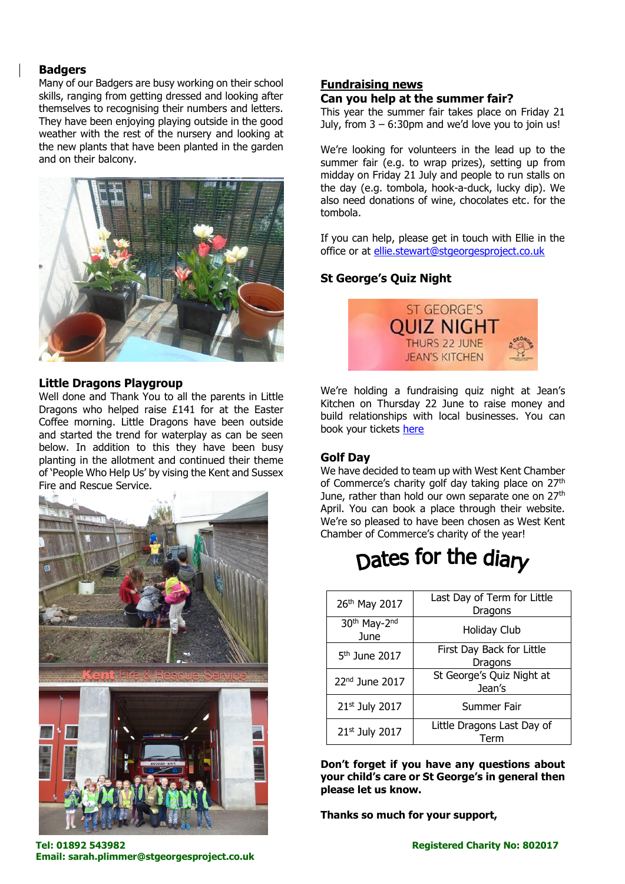## Badgers

Many of our Badgers are busy working on their school skills, ranging from getting dressed and looking after themselves to recognising their numbers and letters. They have been enjoying playing outside in the good weather with the rest of the nursery and looking at the new plants that have been planted in the garden and on their balcony.

## Little Dragons Playgroup

Well done and Thank You to all the parents in Little Dragons who helped raise £141 for at the Easter Coffee morning. Little Dragons have been outside and started the trend for waterplay as can be seen below. In addition to this they have been busy planting in the allotment and continued their theme of 'People Who Help Us' by vising the Kent and Sussex Fire and Rescue Service.

## Fundraising news

### Can you help at the summer fair?

This year the summer fair takes place on Friday 21 July, from 3 – 6:30pm and we'd love you to join us!

We're looking for volunteers in the lead up to the summer fair (e.g. to wrap prizes), setting up from midday on Friday 21 July and people to run stalls on the day (e.g. tombola, hook-a-duck, lucky dip). We also need donations of wine, chocolates etc. for the tombola.

If you can help, please get in touch with Ellie in the office or at ellie.stewart@stgeorgesproject.co.uk

### St George's Quiz Night

ST GEORGE'S QUIZ NIGHT
THURS 22 JUNE
JEAN'S KITCHEN

We're holding a fundraising quiz night at Jean's Kitchen on Thursday 22 June to raise money and build relationships with local businesses. You can book your tickets here

### Golf Day

We have decided to team up with West Kent Chamber of Commerce's charity golf day taking place on 27th June, rather than hold our own separate one on 27th April. You can book a place through their website. We're so pleased to have been chosen as West Kent Chamber of Commerce's charity of the year!

## Dates for the diary

| Date | Event |
|---|---|
| 26th May 2017 | Last Day of Term for Little Dragons |
| 30th May-2nd June | Holiday Club |
| 5th June 2017 | First Day Back for Little Dragons |
| 22nd June 2017 | St George's Quiz Night at Jean's |
| 21st July 2017 | Summer Fair |
| 21st July 2017 | Little Dragons Last Day of Term |

**Don't forget if you have any questions about your child's care or St George's in general then please let us know.**

**Thanks so much for your support,**

**Tel: 01892 543982**
**Email: sarah.plimmer@stgeorgesproject.co.uk**

**Registered Charity No: 802017**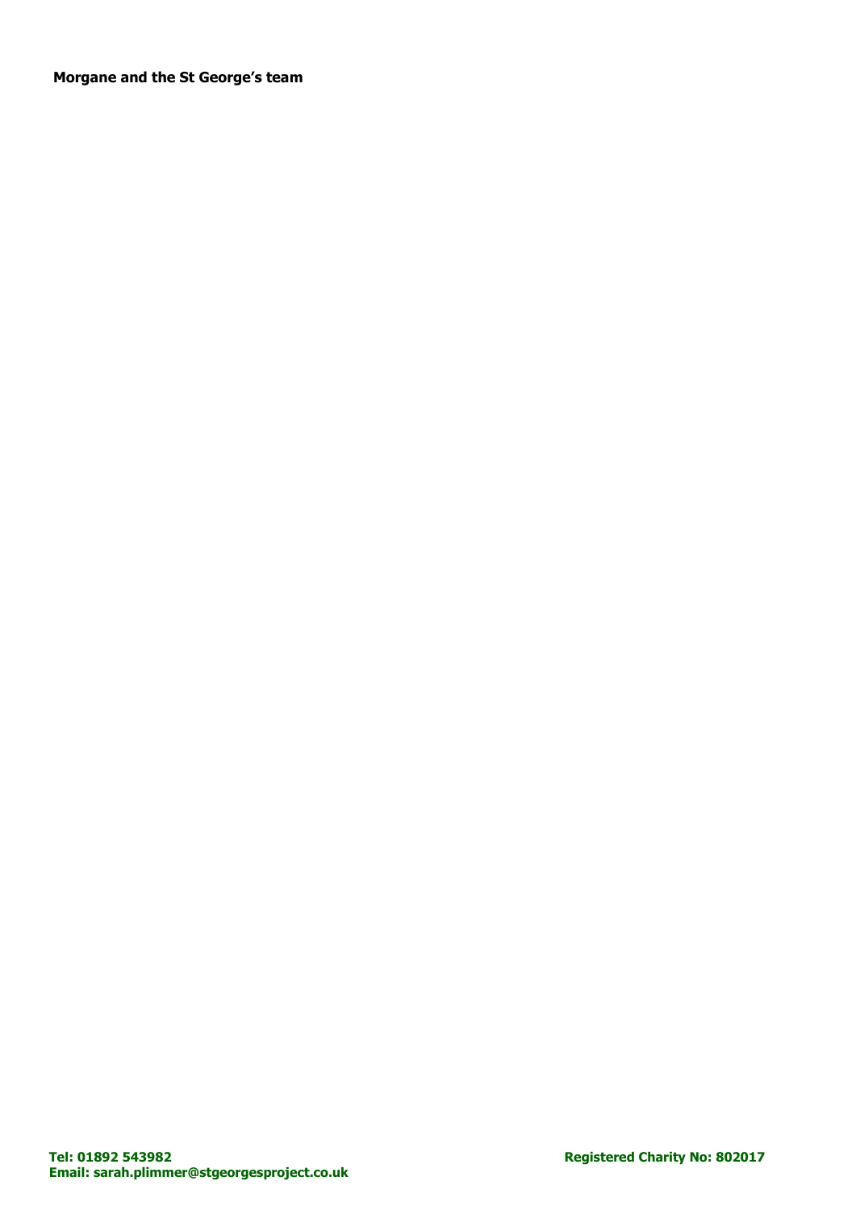**Morgane and the St George's team**

**Tel: 01892 543982**
**Email: sarah.plimmer@stgeorgesproject.co.uk**

**Registered Charity No: 802017**